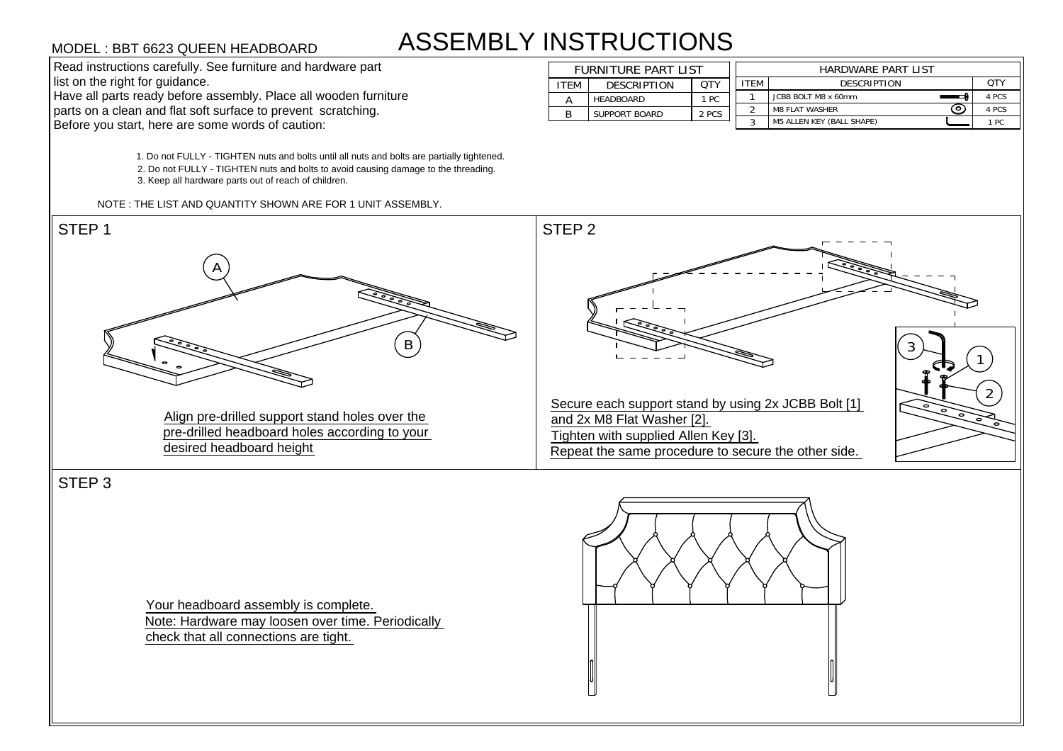MODEL : BBT 6623 QUEEN HEADBOARD

# ASSEMBLY INSTRUCTIONS

Read instructions carefully. See furniture and hardware part list on the right for guidance.
Have all parts ready before assembly. Place all wooden furniture parts on a clean and flat soft surface to prevent scratching.
Before you start, here are some words of caution:

1. Do not FULLY - TIGHTEN nuts and bolts until all nuts and bolts are partially tightened.
2. Do not FULLY - TIGHTEN nuts and bolts to avoid causing damage to the threading.
3. Keep all hardware parts out of reach of children.

NOTE : THE LIST AND QUANTITY SHOWN ARE FOR 1 UNIT ASSEMBLY.

| FURNITURE PART LIST | | |
|---|---|---|
| ITEM | DESCRIPTION | QTY |
| A | HEADBOARD | 1 PC |
| B | SUPPORT BOARD | 2 PCS |

| HARDWARE PART LIST | | |
|---|---|---|
| ITEM | DESCRIPTION | QTY |
| 1 | JCBB BOLT M8 x 60mm | 4 PCS |
| 2 | M8 FLAT WASHER | 4 PCS |
| 3 | M5 ALLEN KEY (BALL SHAPE) | 1 PC |

## STEP 1

A

B

Align pre-drilled support stand holes over the pre-drilled headboard holes according to your desired headboard height

## STEP 2

3

1

2

Secure each support stand by using 2x JCBB Bolt [1] and 2x M8 Flat Washer [2].
Tighten with supplied Allen Key [3].
Repeat the same procedure to secure the other side.

## STEP 3

Your headboard assembly is complete.
Note: Hardware may loosen over time. Periodically check that all connections are tight.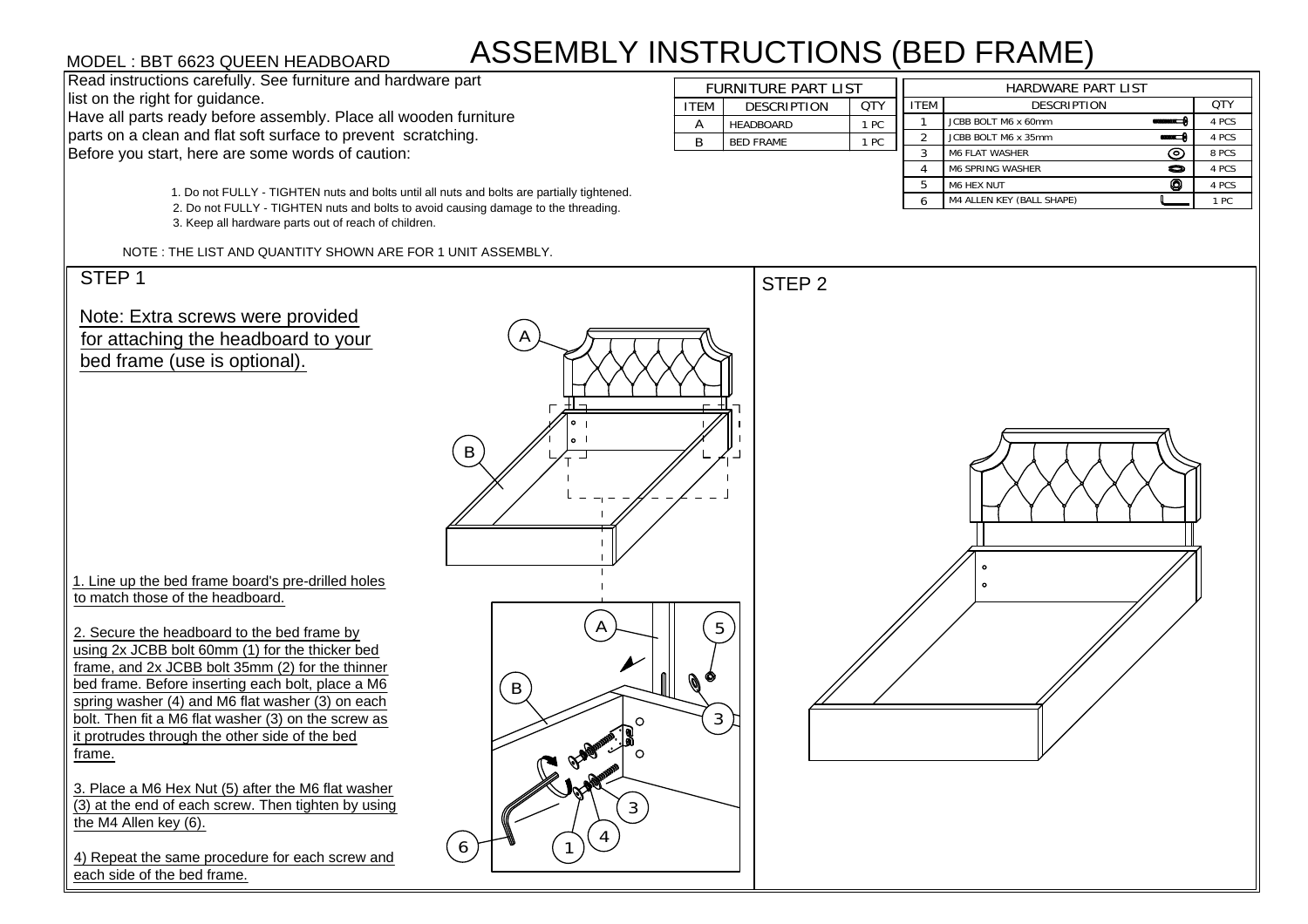MODEL : BBT 6623 QUEEN HEADBOARD

# ASSEMBLY INSTRUCTIONS (BED FRAME)

Read instructions carefully. See furniture and hardware part list on the right for guidance.
Have all parts ready before assembly. Place all wooden furniture parts on a clean and flat soft surface to prevent scratching.
Before you start, here are some words of caution:

1. Do not FULLY - TIGHTEN nuts and bolts until all nuts and bolts are partially tightened.
2. Do not FULLY - TIGHTEN nuts and bolts to avoid causing damage to the threading.
3. Keep all hardware parts out of reach of children.

NOTE : THE LIST AND QUANTITY SHOWN ARE FOR 1 UNIT ASSEMBLY.

**FURNITURE PART LIST**

| ITEM | DESCRIPTION | QTY |
|---|---|---|
| A | HEADBOARD | 1 PC |
| B | BED FRAME | 1 PC |

**HARDWARE PART LIST**

| ITEM | DESCRIPTION | QTY |
|---|---|---|
| 1 | JCBB BOLT M6 x 60mm | 4 PCS |
| 2 | JCBB BOLT M6 x 35mm | 4 PCS |
| 3 | M6 FLAT WASHER | 8 PCS |
| 4 | M6 SPRING WASHER | 4 PCS |
| 5 | M6 HEX NUT | 4 PCS |
| 6 | M4 ALLEN KEY (BALL SHAPE) | 1 PC |

## STEP 1

Note: Extra screws were provided for attaching the headboard to your bed frame (use is optional).

1. Line up the bed frame board's pre-drilled holes to match those of the headboard.

2. Secure the headboard to the bed frame by using 2x JCBB bolt 60mm (1) for the thicker bed frame, and 2x JCBB bolt 35mm (2) for the thinner bed frame. Before inserting each bolt, place a M6 spring washer (4) and M6 flat washer (3) on each bolt. Then fit a M6 flat washer (3) on the screw as it protrudes through the other side of the bed frame.

3. Place a M6 Hex Nut (5) after the M6 flat washer (3) at the end of each screw. Then tighten by using the M4 Allen key (6).

4) Repeat the same procedure for each screw and each side of the bed frame.

A
B
A
5
B
3
3
6
1
4

## STEP 2